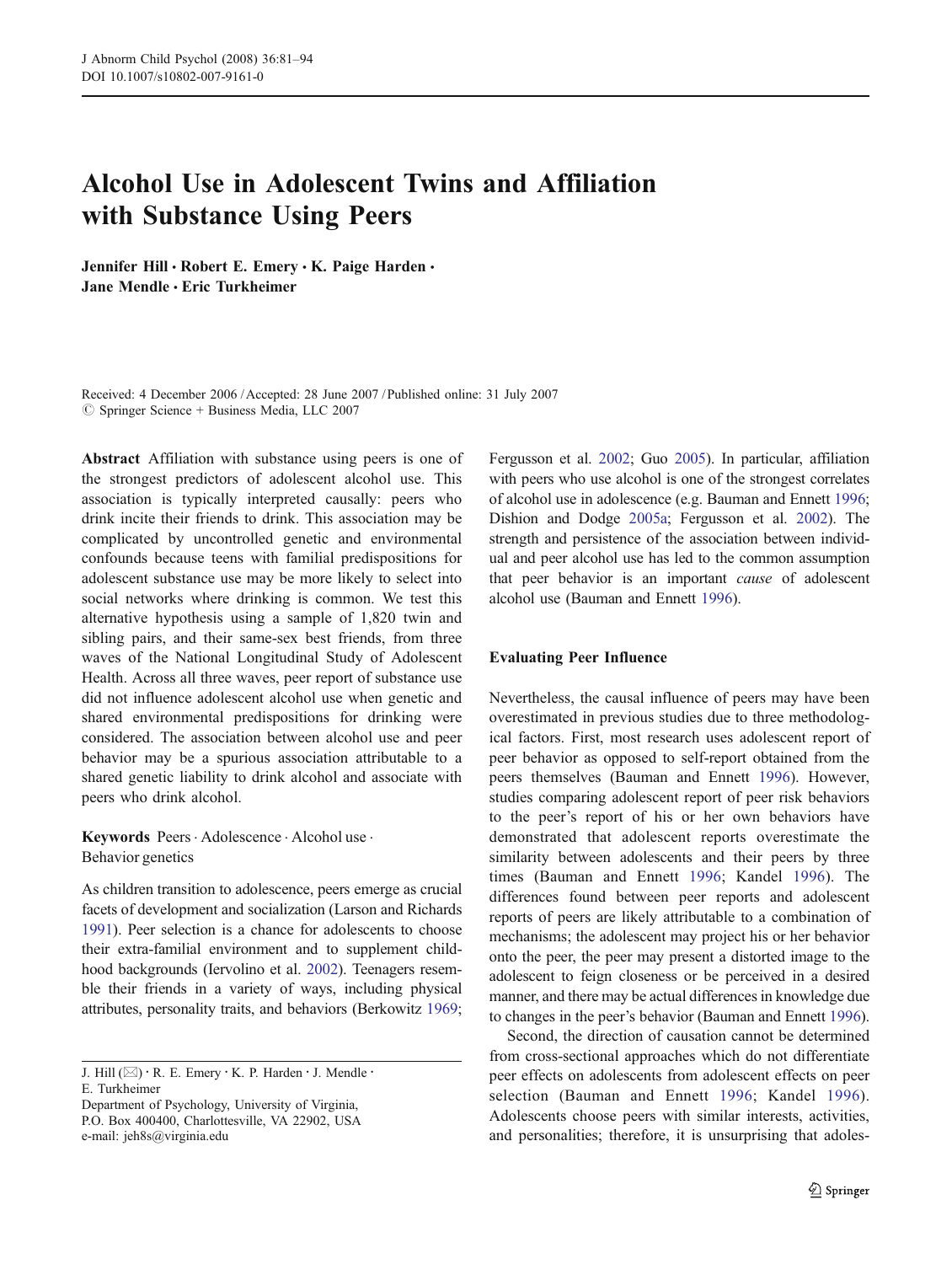# Alcohol Use in Adolescent Twins and Affiliation with Substance Using Peers

**Jennifer Hill · Robert E. Emery · K. Paige Harden · Jane Mendle · Eric Turkheimer**

Received: 4 December 2006 / Accepted: 28 June 2007 / Published online: 31 July 2007
© Springer Science + Business Media, LLC 2007

**Abstract** Affiliation with substance using peers is one of the strongest predictors of adolescent alcohol use. This association is typically interpreted causally: peers who drink incite their friends to drink. This association may be complicated by uncontrolled genetic and environmental confounds because teens with familial predispositions for adolescent substance use may be more likely to select into social networks where drinking is common. We test this alternative hypothesis using a sample of 1,820 twin and sibling pairs, and their same-sex best friends, from three waves of the National Longitudinal Study of Adolescent Health. Across all three waves, peer report of substance use did not influence adolescent alcohol use when genetic and shared environmental predispositions for drinking were considered. The association between alcohol use and peer behavior may be a spurious association attributable to a shared genetic liability to drink alcohol and associate with peers who drink alcohol.

**Keywords** Peers · Adolescence · Alcohol use · Behavior genetics

J. Hill (✉) · R. E. Emery · K. P. Harden · J. Mendle · E. Turkheimer
Department of Psychology, University of Virginia, P.O. Box 400400, Charlottesville, VA 22902, USA
e-mail: jeh8s@virginia.edu

As children transition to adolescence, peers emerge as crucial facets of development and socialization (Larson and Richards 1991). Peer selection is a chance for adolescents to choose their extra-familial environment and to supplement childhood backgrounds (Iervolino et al. 2002). Teenagers resemble their friends in a variety of ways, including physical attributes, personality traits, and behaviors (Berkowitz 1969; Fergusson et al. 2002; Guo 2005). In particular, affiliation with peers who use alcohol is one of the strongest correlates of alcohol use in adolescence (e.g. Bauman and Ennett 1996; Dishion and Dodge 2005a; Fergusson et al. 2002). The strength and persistence of the association between individual and peer alcohol use has led to the common assumption that peer behavior is an important *cause* of adolescent alcohol use (Bauman and Ennett 1996).

## Evaluating Peer Influence

Nevertheless, the causal influence of peers may have been overestimated in previous studies due to three methodological factors. First, most research uses adolescent report of peer behavior as opposed to self-report obtained from the peers themselves (Bauman and Ennett 1996). However, studies comparing adolescent report of peer risk behaviors to the peer's report of his or her own behaviors have demonstrated that adolescent reports overestimate the similarity between adolescents and their peers by three times (Bauman and Ennett 1996; Kandel 1996). The differences found between peer reports and adolescent reports of peers are likely attributable to a combination of mechanisms; the adolescent may project his or her behavior onto the peer, the peer may present a distorted image to the adolescent to feign closeness or be perceived in a desired manner, and there may be actual differences in knowledge due to changes in the peer's behavior (Bauman and Ennett 1996).

Second, the direction of causation cannot be determined from cross-sectional approaches which do not differentiate peer effects on adolescents from adolescent effects on peer selection (Bauman and Ennett 1996; Kandel 1996). Adolescents choose peers with similar interests, activities, and personalities; therefore, it is unsurprising that adoles-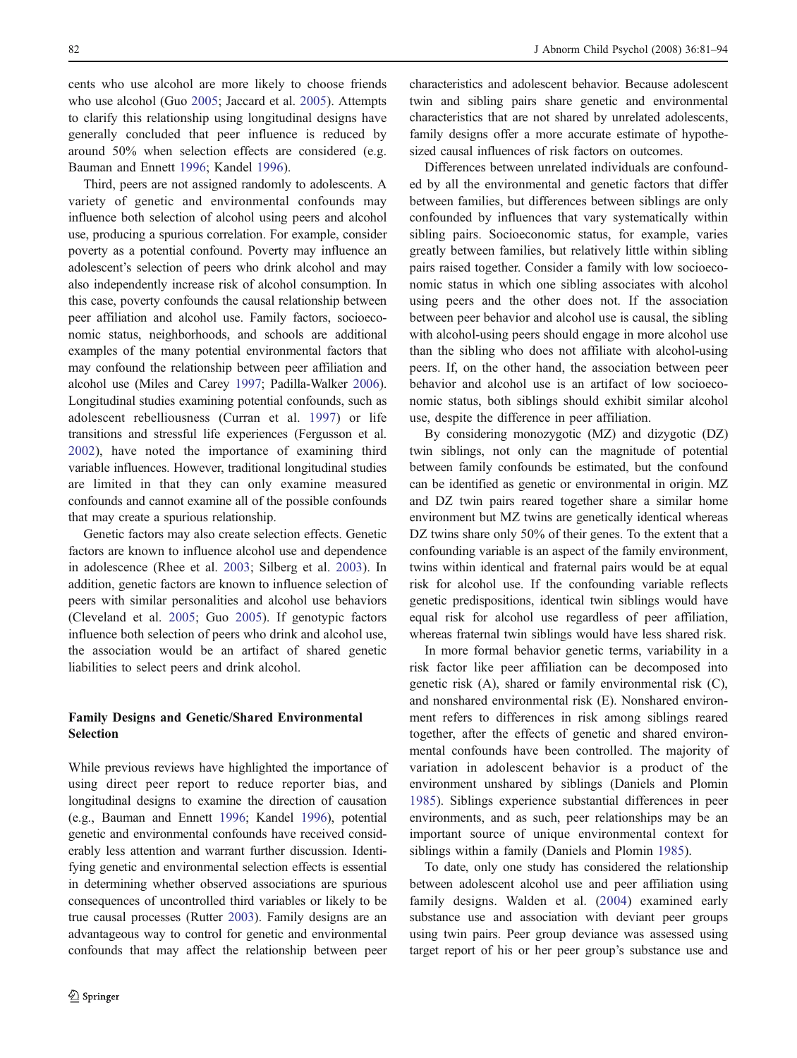cents who use alcohol are more likely to choose friends who use alcohol (Guo 2005; Jaccard et al. 2005). Attempts to clarify this relationship using longitudinal designs have generally concluded that peer influence is reduced by around 50% when selection effects are considered (e.g. Bauman and Ennett 1996; Kandel 1996).

Third, peers are not assigned randomly to adolescents. A variety of genetic and environmental confounds may influence both selection of alcohol using peers and alcohol use, producing a spurious correlation. For example, consider poverty as a potential confound. Poverty may influence an adolescent's selection of peers who drink alcohol and may also independently increase risk of alcohol consumption. In this case, poverty confounds the causal relationship between peer affiliation and alcohol use. Family factors, socioeconomic status, neighborhoods, and schools are additional examples of the many potential environmental factors that may confound the relationship between peer affiliation and alcohol use (Miles and Carey 1997; Padilla-Walker 2006). Longitudinal studies examining potential confounds, such as adolescent rebelliousness (Curran et al. 1997) or life transitions and stressful life experiences (Fergusson et al. 2002), have noted the importance of examining third variable influences. However, traditional longitudinal studies are limited in that they can only examine measured confounds and cannot examine all of the possible confounds that may create a spurious relationship.

Genetic factors may also create selection effects. Genetic factors are known to influence alcohol use and dependence in adolescence (Rhee et al. 2003; Silberg et al. 2003). In addition, genetic factors are known to influence selection of peers with similar personalities and alcohol use behaviors (Cleveland et al. 2005; Guo 2005). If genotypic factors influence both selection of peers who drink and alcohol use, the association would be an artifact of shared genetic liabilities to select peers and drink alcohol.

## Family Designs and Genetic/Shared Environmental Selection

While previous reviews have highlighted the importance of using direct peer report to reduce reporter bias, and longitudinal designs to examine the direction of causation (e.g., Bauman and Ennett 1996; Kandel 1996), potential genetic and environmental confounds have received considerably less attention and warrant further discussion. Identifying genetic and environmental selection effects is essential in determining whether observed associations are spurious consequences of uncontrolled third variables or likely to be true causal processes (Rutter 2003). Family designs are an advantageous way to control for genetic and environmental confounds that may affect the relationship between peer characteristics and adolescent behavior. Because adolescent twin and sibling pairs share genetic and environmental characteristics that are not shared by unrelated adolescents, family designs offer a more accurate estimate of hypothesized causal influences of risk factors on outcomes.

Differences between unrelated individuals are confounded by all the environmental and genetic factors that differ between families, but differences between siblings are only confounded by influences that vary systematically within sibling pairs. Socioeconomic status, for example, varies greatly between families, but relatively little within sibling pairs raised together. Consider a family with low socioeconomic status in which one sibling associates with alcohol using peers and the other does not. If the association between peer behavior and alcohol use is causal, the sibling with alcohol-using peers should engage in more alcohol use than the sibling who does not affiliate with alcohol-using peers. If, on the other hand, the association between peer behavior and alcohol use is an artifact of low socioeconomic status, both siblings should exhibit similar alcohol use, despite the difference in peer affiliation.

By considering monozygotic (MZ) and dizygotic (DZ) twin siblings, not only can the magnitude of potential between family confounds be estimated, but the confound can be identified as genetic or environmental in origin. MZ and DZ twin pairs reared together share a similar home environment but MZ twins are genetically identical whereas DZ twins share only 50% of their genes. To the extent that a confounding variable is an aspect of the family environment, twins within identical and fraternal pairs would be at equal risk for alcohol use. If the confounding variable reflects genetic predispositions, identical twin siblings would have equal risk for alcohol use regardless of peer affiliation, whereas fraternal twin siblings would have less shared risk.

In more formal behavior genetic terms, variability in a risk factor like peer affiliation can be decomposed into genetic risk (A), shared or family environmental risk (C), and nonshared environmental risk (E). Nonshared environment refers to differences in risk among siblings reared together, after the effects of genetic and shared environmental confounds have been controlled. The majority of variation in adolescent behavior is a product of the environment unshared by siblings (Daniels and Plomin 1985). Siblings experience substantial differences in peer environments, and as such, peer relationships may be an important source of unique environmental context for siblings within a family (Daniels and Plomin 1985).

To date, only one study has considered the relationship between adolescent alcohol use and peer affiliation using family designs. Walden et al. (2004) examined early substance use and association with deviant peer groups using twin pairs. Peer group deviance was assessed using target report of his or her peer group's substance use and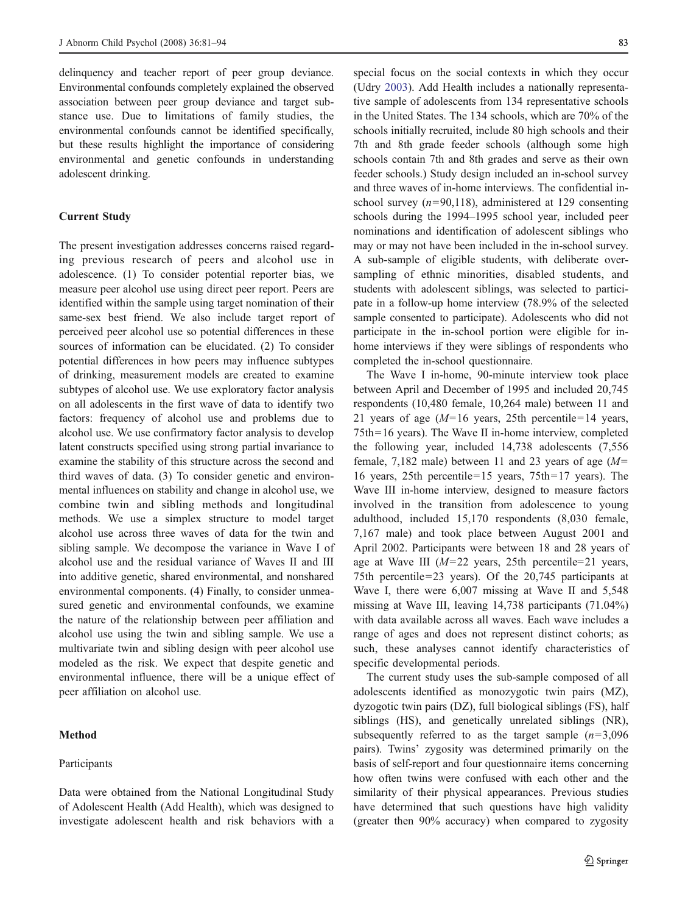delinquency and teacher report of peer group deviance. Environmental confounds completely explained the observed association between peer group deviance and target substance use. Due to limitations of family studies, the environmental confounds cannot be identified specifically, but these results highlight the importance of considering environmental and genetic confounds in understanding adolescent drinking.

## Current Study

The present investigation addresses concerns raised regarding previous research of peers and alcohol use in adolescence. (1) To consider potential reporter bias, we measure peer alcohol use using direct peer report. Peers are identified within the sample using target nomination of their same-sex best friend. We also include target report of perceived peer alcohol use so potential differences in these sources of information can be elucidated. (2) To consider potential differences in how peers may influence subtypes of drinking, measurement models are created to examine subtypes of alcohol use. We use exploratory factor analysis on all adolescents in the first wave of data to identify two factors: frequency of alcohol use and problems due to alcohol use. We use confirmatory factor analysis to develop latent constructs specified using strong partial invariance to examine the stability of this structure across the second and third waves of data. (3) To consider genetic and environmental influences on stability and change in alcohol use, we combine twin and sibling methods and longitudinal methods. We use a simplex structure to model target alcohol use across three waves of data for the twin and sibling sample. We decompose the variance in Wave I of alcohol use and the residual variance of Waves II and III into additive genetic, shared environmental, and nonshared environmental components. (4) Finally, to consider unmeasured genetic and environmental confounds, we examine the nature of the relationship between peer affiliation and alcohol use using the twin and sibling sample. We use a multivariate twin and sibling design with peer alcohol use modeled as the risk. We expect that despite genetic and environmental influence, there will be a unique effect of peer affiliation on alcohol use.

## Method

### Participants

Data were obtained from the National Longitudinal Study of Adolescent Health (Add Health), which was designed to investigate adolescent health and risk behaviors with a special focus on the social contexts in which they occur (Udry 2003). Add Health includes a nationally representative sample of adolescents from 134 representative schools in the United States. The 134 schools, which are 70% of the schools initially recruited, include 80 high schools and their 7th and 8th grade feeder schools (although some high schools contain 7th and 8th grades and serve as their own feeder schools.) Study design included an in-school survey and three waves of in-home interviews. The confidential in-school survey ($n=90,118$), administered at 129 consenting schools during the 1994–1995 school year, included peer nominations and identification of adolescent siblings who may or may not have been included in the in-school survey. A sub-sample of eligible students, with deliberate over-sampling of ethnic minorities, disabled students, and students with adolescent siblings, was selected to participate in a follow-up home interview (78.9% of the selected sample consented to participate). Adolescents who did not participate in the in-school portion were eligible for in-home interviews if they were siblings of respondents who completed the in-school questionnaire.

The Wave I in-home, 90-minute interview took place between April and December of 1995 and included 20,745 respondents (10,480 female, 10,264 male) between 11 and 21 years of age ($M=16$ years, 25th percentile $=14$ years, 75th $=16$ years). The Wave II in-home interview, completed the following year, included 14,738 adolescents (7,556 female, 7,182 male) between 11 and 23 years of age ($M=16$ years, 25th percentile $=15$ years, 75th $=17$ years). The Wave III in-home interview, designed to measure factors involved in the transition from adolescence to young adulthood, included 15,170 respondents (8,030 female, 7,167 male) and took place between August 2001 and April 2002. Participants were between 18 and 28 years of age at Wave III ($M=22$ years, 25th percentile $=21$ years, 75th percentile $=23$ years). Of the 20,745 participants at Wave I, there were 6,007 missing at Wave II and 5,548 missing at Wave III, leaving 14,738 participants (71.04%) with data available across all waves. Each wave includes a range of ages and does not represent distinct cohorts; as such, these analyses cannot identify characteristics of specific developmental periods.

The current study uses the sub-sample composed of all adolescents identified as monozygotic twin pairs (MZ), dyzogotic twin pairs (DZ), full biological siblings (FS), half siblings (HS), and genetically unrelated siblings (NR), subsequently referred to as the target sample ($n=3,096$ pairs). Twins' zygosity was determined primarily on the basis of self-report and four questionnaire items concerning how often twins were confused with each other and the similarity of their physical appearances. Previous studies have determined that such questions have high validity (greater then 90% accuracy) when compared to zygosity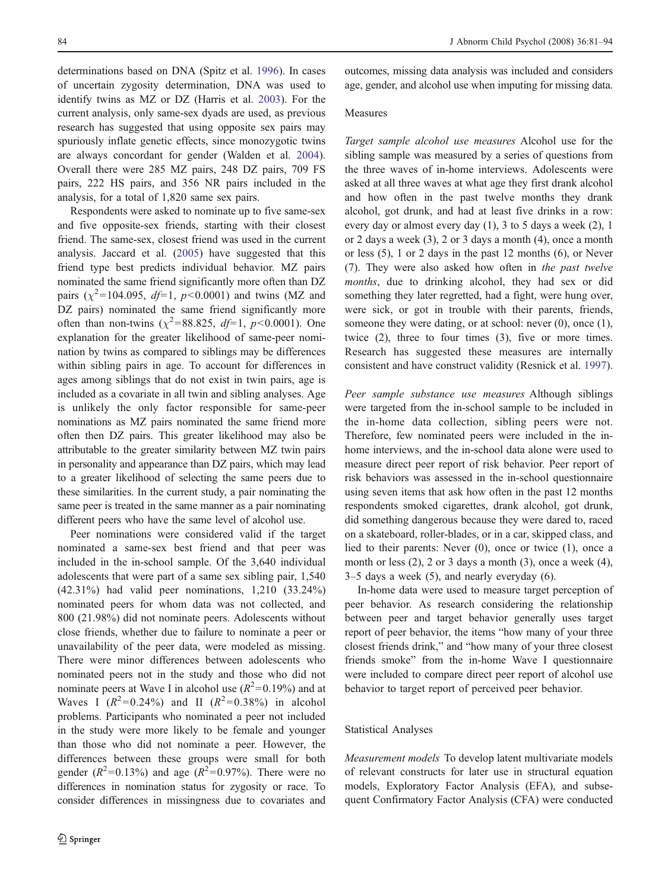determinations based on DNA (Spitz et al. 1996). In cases of uncertain zygosity determination, DNA was used to identify twins as MZ or DZ (Harris et al. 2003). For the current analysis, only same-sex dyads are used, as previous research has suggested that using opposite sex pairs may spuriously inflate genetic effects, since monozygotic twins are always concordant for gender (Walden et al. 2004). Overall there were 285 MZ pairs, 248 DZ pairs, 709 FS pairs, 222 HS pairs, and 356 NR pairs included in the analysis, for a total of 1,820 same sex pairs.

Respondents were asked to nominate up to five same-sex and five opposite-sex friends, starting with their closest friend. The same-sex, closest friend was used in the current analysis. Jaccard et al. (2005) have suggested that this friend type best predicts individual behavior. MZ pairs nominated the same friend significantly more often than DZ pairs ($\chi^2$=104.095, *df*=1, $p$<0.0001) and twins (MZ and DZ pairs) nominated the same friend significantly more often than non-twins ($\chi^2$=88.825, *df*=1, $p$<0.0001). One explanation for the greater likelihood of same-peer nomination by twins as compared to siblings may be differences within sibling pairs in age. To account for differences in ages among siblings that do not exist in twin pairs, age is included as a covariate in all twin and sibling analyses. Age is unlikely the only factor responsible for same-peer nominations as MZ pairs nominated the same friend more often then DZ pairs. This greater likelihood may also be attributable to the greater similarity between MZ twin pairs in personality and appearance than DZ pairs, which may lead to a greater likelihood of selecting the same peers due to these similarities. In the current study, a pair nominating the same peer is treated in the same manner as a pair nominating different peers who have the same level of alcohol use.

Peer nominations were considered valid if the target nominated a same-sex best friend and that peer was included in the in-school sample. Of the 3,640 individual adolescents that were part of a same sex sibling pair, 1,540 (42.31%) had valid peer nominations, 1,210 (33.24%) nominated peers for whom data was not collected, and 800 (21.98%) did not nominate peers. Adolescents without close friends, whether due to failure to nominate a peer or unavailability of the peer data, were modeled as missing. There were minor differences between adolescents who nominated peers not in the study and those who did not nominate peers at Wave I in alcohol use ($R^2$=0.19%) and at Waves I ($R^2$=0.24%) and II ($R^2$=0.38%) in alcohol problems. Participants who nominated a peer not included in the study were more likely to be female and younger than those who did not nominate a peer. However, the differences between these groups were small for both gender ($R^2$=0.13%) and age ($R^2$=0.97%). There were no differences in nomination status for zygosity or race. To consider differences in missingness due to covariates and outcomes, missing data analysis was included and considers age, gender, and alcohol use when imputing for missing data.

## Measures

*Target sample alcohol use measures* Alcohol use for the sibling sample was measured by a series of questions from the three waves of in-home interviews. Adolescents were asked at all three waves at what age they first drank alcohol and how often in the past twelve months they drank alcohol, got drunk, and had at least five drinks in a row: every day or almost every day (1), 3 to 5 days a week (2), 1 or 2 days a week (3), 2 or 3 days a month (4), once a month or less (5), 1 or 2 days in the past 12 months (6), or Never (7). They were also asked how often in *the past twelve months*, due to drinking alcohol, they had sex or did something they later regretted, had a fight, were hung over, were sick, or got in trouble with their parents, friends, someone they were dating, or at school: never (0), once (1), twice (2), three to four times (3), five or more times. Research has suggested these measures are internally consistent and have construct validity (Resnick et al. 1997).

*Peer sample substance use measures* Although siblings were targeted from the in-school sample to be included in the in-home data collection, sibling peers were not. Therefore, few nominated peers were included in the in-home interviews, and the in-school data alone were used to measure direct peer report of risk behavior. Peer report of risk behaviors was assessed in the in-school questionnaire using seven items that ask how often in the past 12 months respondents smoked cigarettes, drank alcohol, got drunk, did something dangerous because they were dared to, raced on a skateboard, roller-blades, or in a car, skipped class, and lied to their parents: Never (0), once or twice (1), once a month or less (2), 2 or 3 days a month (3), once a week (4), 3–5 days a week (5), and nearly everyday (6).

In-home data were used to measure target perception of peer behavior. As research considering the relationship between peer and target behavior generally uses target report of peer behavior, the items "how many of your three closest friends drink," and "how many of your three closest friends smoke" from the in-home Wave I questionnaire were included to compare direct peer report of alcohol use behavior to target report of perceived peer behavior.

## Statistical Analyses

*Measurement models* To develop latent multivariate models of relevant constructs for later use in structural equation models, Exploratory Factor Analysis (EFA), and subsequent Confirmatory Factor Analysis (CFA) were conducted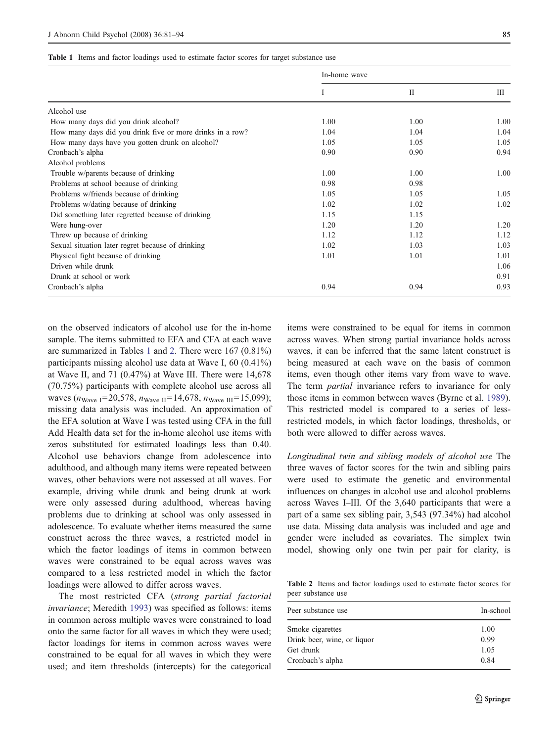**Table 1** Items and factor loadings used to estimate factor scores for target substance use

| | In-home wave | | |
|---|---|---|---|
| | I | II | III |
| Alcohol use | | | |
| How many days did you drink alcohol? | 1.00 | 1.00 | 1.00 |
| How many days did you drink five or more drinks in a row? | 1.04 | 1.04 | 1.04 |
| How many days have you gotten drunk on alcohol? | 1.05 | 1.05 | 1.05 |
| Cronbach's alpha | 0.90 | 0.90 | 0.94 |
| Alcohol problems | | | |
| Trouble w/parents because of drinking | 1.00 | 1.00 | 1.00 |
| Problems at school because of drinking | 0.98 | 0.98 | |
| Problems w/friends because of drinking | 1.05 | 1.05 | 1.05 |
| Problems w/dating because of drinking | 1.02 | 1.02 | 1.02 |
| Did something later regretted because of drinking | 1.15 | 1.15 | |
| Were hung-over | 1.20 | 1.20 | 1.20 |
| Threw up because of drinking | 1.12 | 1.12 | 1.12 |
| Sexual situation later regret because of drinking | 1.02 | 1.03 | 1.03 |
| Physical fight because of drinking | 1.01 | 1.01 | 1.01 |
| Driven while drunk | | | 1.06 |
| Drunk at school or work | | | 0.91 |
| Cronbach's alpha | 0.94 | 0.94 | 0.93 |

on the observed indicators of alcohol use for the in-home sample. The items submitted to EFA and CFA at each wave are summarized in Tables 1 and 2. There were 167 (0.81%) participants missing alcohol use data at Wave I, 60 (0.41%) at Wave II, and 71 (0.47%) at Wave III. There were 14,678 (70.75%) participants with complete alcohol use across all waves ($n_{\text{Wave I}}$=20,578, $n_{\text{Wave II}}$=14,678, $n_{\text{Wave III}}$=15,099); missing data analysis was included. An approximation of the EFA solution at Wave I was tested using CFA in the full Add Health data set for the in-home alcohol use items with zeros substituted for estimated loadings less than 0.40. Alcohol use behaviors change from adolescence into adulthood, and although many items were repeated between waves, other behaviors were not assessed at all waves. For example, driving while drunk and being drunk at work were only assessed during adulthood, whereas having problems due to drinking at school was only assessed in adolescence. To evaluate whether items measured the same construct across the three waves, a restricted model in which the factor loadings of items in common between waves were constrained to be equal across waves was compared to a less restricted model in which the factor loadings were allowed to differ across waves.

The most restricted CFA (*strong partial factorial invariance*; Meredith 1993) was specified as follows: items in common across multiple waves were constrained to load onto the same factor for all waves in which they were used; factor loadings for items in common across waves were constrained to be equal for all waves in which they were used; and item thresholds (intercepts) for the categorical items were constrained to be equal for items in common across waves. When strong partial invariance holds across waves, it can be inferred that the same latent construct is being measured at each wave on the basis of common items, even though other items vary from wave to wave. The term *partial* invariance refers to invariance for only those items in common between waves (Byrne et al. 1989). This restricted model is compared to a series of less-restricted models, in which factor loadings, thresholds, or both were allowed to differ across waves.

*Longitudinal twin and sibling models of alcohol use* The three waves of factor scores for the twin and sibling pairs were used to estimate the genetic and environmental influences on changes in alcohol use and alcohol problems across Waves I–III. Of the 3,640 participants that were a part of a same sex sibling pair, 3,543 (97.34%) had alcohol use data. Missing data analysis was included and age and gender were included as covariates. The simplex twin model, showing only one twin per pair for clarity, is

**Table 2** Items and factor loadings used to estimate factor scores for peer substance use

| Peer substance use | In-school |
|---|---|
| Smoke cigarettes | 1.00 |
| Drink beer, wine, or liquor | 0.99 |
| Get drunk | 1.05 |
| Cronbach's alpha | 0.84 |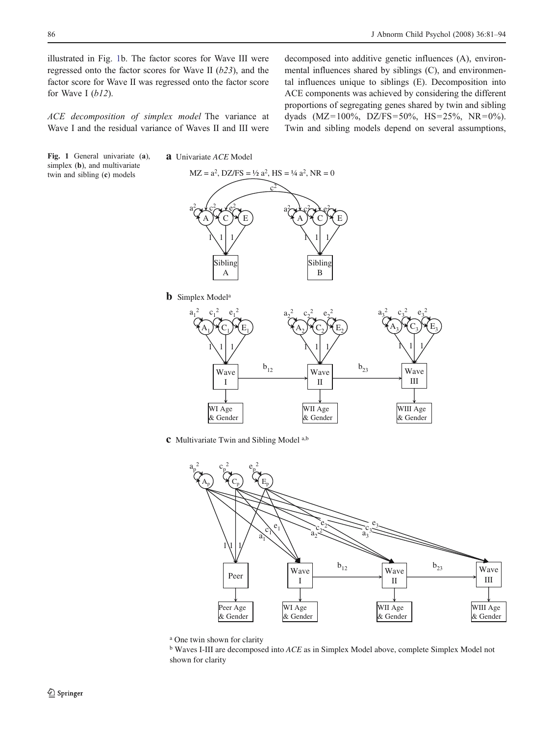illustrated in Fig. 1b. The factor scores for Wave III were regressed onto the factor scores for Wave II (*b23*), and the factor score for Wave II was regressed onto the factor score for Wave I (*b12*).

*ACE decomposition of simplex model* The variance at Wave I and the residual variance of Waves II and III were decomposed into additive genetic influences (A), environmental influences shared by siblings (C), and environmental influences unique to siblings (E). Decomposition into ACE components was achieved by considering the different proportions of segregating genes shared by twin and sibling dyads (MZ=100%, DZ/FS=50%, HS=25%, NR=0%). Twin and sibling models depend on several assumptions,

**Fig. 1** General univariate (**a**), simplex (**b**), and multivariate twin and sibling (**c**) models

**a** Univariate *ACE* Model

$MZ = a^2$, $DZ/FS = ½\ a^2$, $HS = ¼\ a^2$, $NR = 0$

**b** Simplex Model[a]

**c** Multivariate Twin and Sibling Model [a,b]

[a] One twin shown for clarity

[b] Waves I-III are decomposed into *ACE* as in Simplex Model above, complete Simplex Model not shown for clarity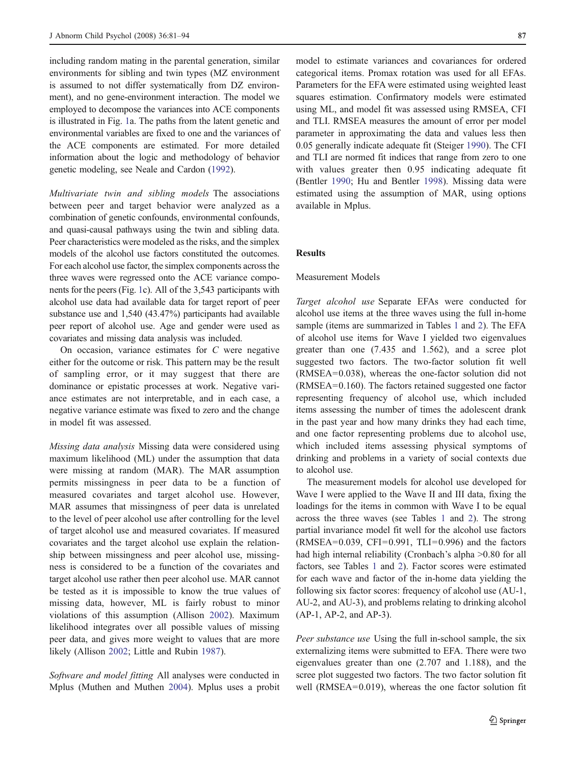including random mating in the parental generation, similar environments for sibling and twin types (MZ environment is assumed to not differ systematically from DZ environment), and no gene-environment interaction. The model we employed to decompose the variances into ACE components is illustrated in Fig. 1a. The paths from the latent genetic and environmental variables are fixed to one and the variances of the ACE components are estimated. For more detailed information about the logic and methodology of behavior genetic modeling, see Neale and Cardon (1992).

*Multivariate twin and sibling models* The associations between peer and target behavior were analyzed as a combination of genetic confounds, environmental confounds, and quasi-causal pathways using the twin and sibling data. Peer characteristics were modeled as the risks, and the simplex models of the alcohol use factors constituted the outcomes. For each alcohol use factor, the simplex components across the three waves were regressed onto the ACE variance components for the peers (Fig. 1c). All of the 3,543 participants with alcohol use data had available data for target report of peer substance use and 1,540 (43.47%) participants had available peer report of alcohol use. Age and gender were used as covariates and missing data analysis was included.

On occasion, variance estimates for *C* were negative either for the outcome or risk. This pattern may be the result of sampling error, or it may suggest that there are dominance or epistatic processes at work. Negative variance estimates are not interpretable, and in each case, a negative variance estimate was fixed to zero and the change in model fit was assessed.

*Missing data analysis* Missing data were considered using maximum likelihood (ML) under the assumption that data were missing at random (MAR). The MAR assumption permits missingness in peer data to be a function of measured covariates and target alcohol use. However, MAR assumes that missingness of peer data is unrelated to the level of peer alcohol use after controlling for the level of target alcohol use and measured covariates. If measured covariates and the target alcohol use explain the relationship between missingness and peer alcohol use, missingness is considered to be a function of the covariates and target alcohol use rather then peer alcohol use. MAR cannot be tested as it is impossible to know the true values of missing data, however, ML is fairly robust to minor violations of this assumption (Allison 2002). Maximum likelihood integrates over all possible values of missing peer data, and gives more weight to values that are more likely (Allison 2002; Little and Rubin 1987).

*Software and model fitting* All analyses were conducted in Mplus (Muthen and Muthen 2004). Mplus uses a probit model to estimate variances and covariances for ordered categorical items. Promax rotation was used for all EFAs. Parameters for the EFA were estimated using weighted least squares estimation. Confirmatory models were estimated using ML, and model fit was assessed using RMSEA, CFI and TLI. RMSEA measures the amount of error per model parameter in approximating the data and values less then 0.05 generally indicate adequate fit (Steiger 1990). The CFI and TLI are normed fit indices that range from zero to one with values greater then 0.95 indicating adequate fit (Bentler 1990; Hu and Bentler 1998). Missing data were estimated using the assumption of MAR, using options available in Mplus.

## Results

### Measurement Models

*Target alcohol use* Separate EFAs were conducted for alcohol use items at the three waves using the full in-home sample (items are summarized in Tables 1 and 2). The EFA of alcohol use items for Wave I yielded two eigenvalues greater than one (7.435 and 1.562), and a scree plot suggested two factors. The two-factor solution fit well (RMSEA=0.038), whereas the one-factor solution did not (RMSEA=0.160). The factors retained suggested one factor representing frequency of alcohol use, which included items assessing the number of times the adolescent drank in the past year and how many drinks they had each time, and one factor representing problems due to alcohol use, which included items assessing physical symptoms of drinking and problems in a variety of social contexts due to alcohol use.

The measurement models for alcohol use developed for Wave I were applied to the Wave II and III data, fixing the loadings for the items in common with Wave I to be equal across the three waves (see Tables 1 and 2). The strong partial invariance model fit well for the alcohol use factors (RMSEA=0.039, CFI=0.991, TLI=0.996) and the factors had high internal reliability (Cronbach's alpha >0.80 for all factors, see Tables 1 and 2). Factor scores were estimated for each wave and factor of the in-home data yielding the following six factor scores: frequency of alcohol use (AU-1, AU-2, and AU-3), and problems relating to drinking alcohol (AP-1, AP-2, and AP-3).

*Peer substance use* Using the full in-school sample, the six externalizing items were submitted to EFA. There were two eigenvalues greater than one (2.707 and 1.188), and the scree plot suggested two factors. The two factor solution fit well (RMSEA=0.019), whereas the one factor solution fit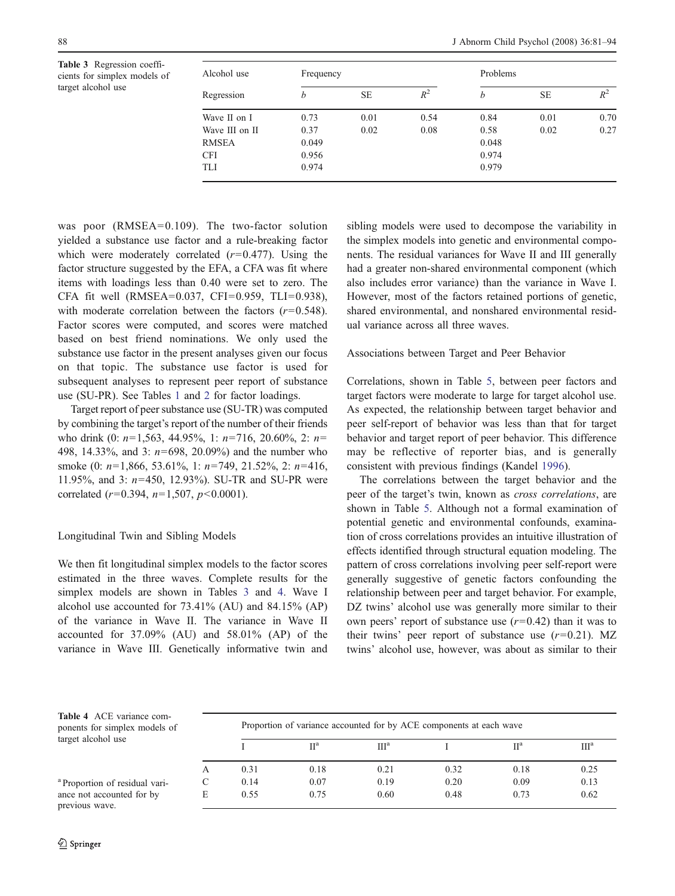**Table 3** Regression coefficients for simplex models of target alcohol use

| Alcohol use | Frequency | | | Problems | | |
|---|---|---|---|---|---|---|
| Regression | $b$ | SE | $R^2$ | $b$ | SE | $R^2$ |
| Wave II on I | 0.73 | 0.01 | 0.54 | 0.84 | 0.01 | 0.70 |
| Wave III on II | 0.37 | 0.02 | 0.08 | 0.58 | 0.02 | 0.27 |
| RMSEA | 0.049 | | | 0.048 | | |
| CFI | 0.956 | | | 0.974 | | |
| TLI | 0.974 | | | 0.979 | | |

was poor (RMSEA=0.109). The two-factor solution yielded a substance use factor and a rule-breaking factor which were moderately correlated ($r$=0.477). Using the factor structure suggested by the EFA, a CFA was fit where items with loadings less than 0.40 were set to zero. The CFA fit well (RMSEA=0.037, CFI=0.959, TLI=0.938), with moderate correlation between the factors ($r$=0.548). Factor scores were computed, and scores were matched based on best friend nominations. We only used the substance use factor in the present analyses given our focus on that topic. The substance use factor is used for subsequent analyses to represent peer report of substance use (SU-PR). See Tables 1 and 2 for factor loadings.

Target report of peer substance use (SU-TR) was computed by combining the target's report of the number of their friends who drink (0: $n$=1,563, 44.95%, 1: $n$=716, 20.60%, 2: $n$=498, 14.33%, and 3: $n$=698, 20.09%) and the number who smoke (0: $n$=1,866, 53.61%, 1: $n$=749, 21.52%, 2: $n$=416, 11.95%, and 3: $n$=450, 12.93%). SU-TR and SU-PR were correlated ($r$=0.394, $n$=1,507, $p$<0.0001).

### Longitudinal Twin and Sibling Models

We then fit longitudinal simplex models to the factor scores estimated in the three waves. Complete results for the simplex models are shown in Tables 3 and 4. Wave I alcohol use accounted for 73.41% (AU) and 84.15% (AP) of the variance in Wave II. The variance in Wave II accounted for 37.09% (AU) and 58.01% (AP) of the variance in Wave III. Genetically informative twin and sibling models were used to decompose the variability in the simplex models into genetic and environmental components. The residual variances for Wave II and III generally had a greater non-shared environmental component (which also includes error variance) than the variance in Wave I. However, most of the factors retained portions of genetic, shared environmental, and nonshared environmental residual variance across all three waves.

### Associations between Target and Peer Behavior

Correlations, shown in Table 5, between peer factors and target factors were moderate to large for target alcohol use. As expected, the relationship between target behavior and peer self-report of behavior was less than that for target behavior and target report of peer behavior. This difference may be reflective of reporter bias, and is generally consistent with previous findings (Kandel 1996).

The correlations between the target behavior and the peer of the target's twin, known as *cross correlations*, are shown in Table 5. Although not a formal examination of potential genetic and environmental confounds, examination of cross correlations provides an intuitive illustration of effects identified through structural equation modeling. The pattern of cross correlations involving peer self-report were generally suggestive of genetic factors confounding the relationship between peer and target behavior. For example, DZ twins' alcohol use was generally more similar to their own peers' report of substance use ($r$=0.42) than it was to their twins' peer report of substance use ($r$=0.21). MZ twins' alcohol use, however, was about as similar to their

**Table 4** ACE variance components for simplex models of target alcohol use

| | Proportion of variance accounted for by ACE components at each wave | | | | | |
|---|---|---|---|---|---|---|
| | I | II[a] | III[a] | I | II[a] | III[a] |
| A | 0.31 | 0.18 | 0.21 | 0.32 | 0.18 | 0.25 |
| C | 0.14 | 0.07 | 0.19 | 0.20 | 0.09 | 0.13 |
| E | 0.55 | 0.75 | 0.60 | 0.48 | 0.73 | 0.62 |

[a] Proportion of residual variance not accounted for by previous wave.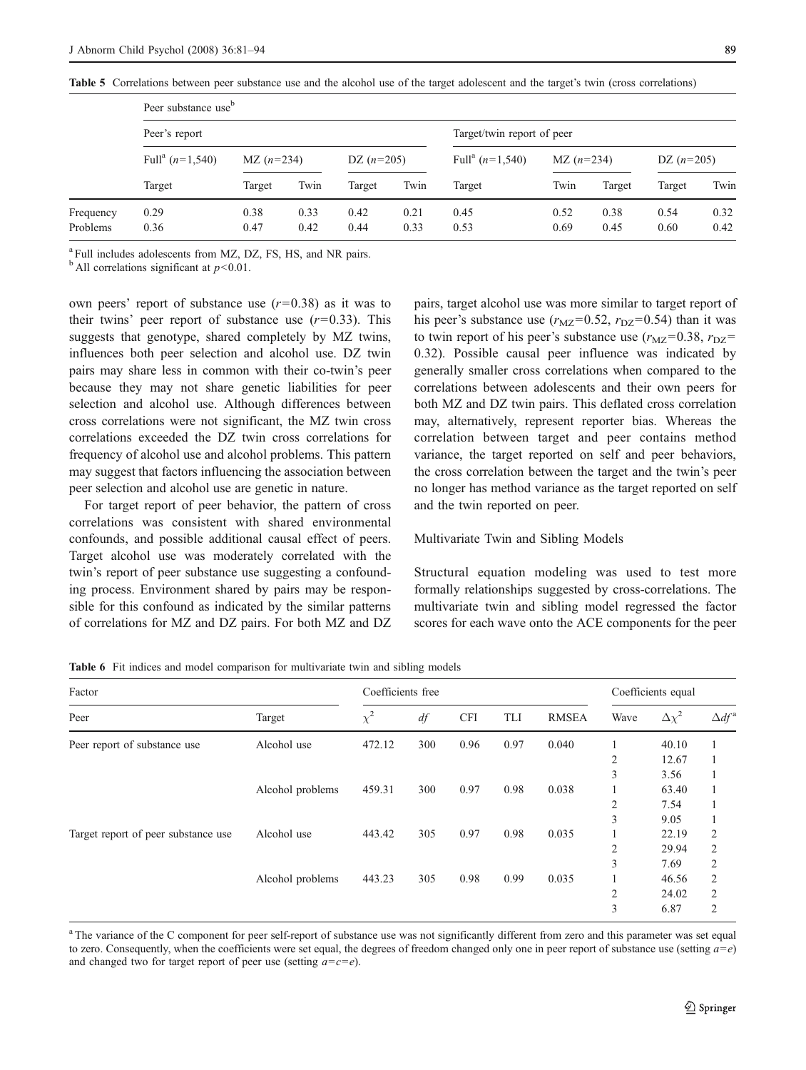**Table 5** Correlations between peer substance use and the alcohol use of the target adolescent and the target's twin (cross correlations)

| | Peer substance use[b] | | | | | | | | | |
|---|---|---|---|---|---|---|---|---|---|---|
| | Peer's report | | | | | Target/twin report of peer | | | | |
| | Full[a] ($n$=1,540) | MZ ($n$=234) | | DZ ($n$=205) | | Full[a] ($n$=1,540) | MZ ($n$=234) | | DZ ($n$=205) | |
| | Target | Target | Twin | Target | Twin | Target | Twin | Target | Target | Twin |
| Frequency | 0.29 | 0.38 | 0.33 | 0.42 | 0.21 | 0.45 | 0.52 | 0.38 | 0.54 | 0.32 |
| Problems | 0.36 | 0.47 | 0.42 | 0.44 | 0.33 | 0.53 | 0.69 | 0.45 | 0.60 | 0.42 |

[a] Full includes adolescents from MZ, DZ, FS, HS, and NR pairs.

[b] All correlations significant at $p<0.01$.

own peers' report of substance use ($r$=0.38) as it was to their twins' peer report of substance use ($r$=0.33). This suggests that genotype, shared completely by MZ twins, influences both peer selection and alcohol use. DZ twin pairs may share less in common with their co-twin's peer because they may not share genetic liabilities for peer selection and alcohol use. Although differences between cross correlations were not significant, the MZ twin cross correlations exceeded the DZ twin cross correlations for frequency of alcohol use and alcohol problems. This pattern may suggest that factors influencing the association between peer selection and alcohol use are genetic in nature.

For target report of peer behavior, the pattern of cross correlations was consistent with shared environmental confounds, and possible additional causal effect of peers. Target alcohol use was moderately correlated with the twin's report of peer substance use suggesting a confounding process. Environment shared by pairs may be responsible for this confound as indicated by the similar patterns of correlations for MZ and DZ pairs. For both MZ and DZ pairs, target alcohol use was more similar to target report of his peer's substance use ($r_{MZ}$=0.52, $r_{DZ}$=0.54) than it was to twin report of his peer's substance use ($r_{MZ}$=0.38, $r_{DZ}$=0.32). Possible causal peer influence was indicated by generally smaller cross correlations when compared to the correlations between adolescents and their own peers for both MZ and DZ twin pairs. This deflated cross correlation may, alternatively, represent reporter bias. Whereas the correlation between target and peer contains method variance, the target reported on self and peer behaviors, the cross correlation between the target and the twin's peer no longer has method variance as the target reported on self and the twin reported on peer.

### Multivariate Twin and Sibling Models

Structural equation modeling was used to test more formally relationships suggested by cross-correlations. The multivariate twin and sibling model regressed the factor scores for each wave onto the ACE components for the peer

**Table 6** Fit indices and model comparison for multivariate twin and sibling models

| Factor | | Coefficients free | | | | | Coefficients equal | | |
|---|---|---|---|---|---|---|---|---|---|
| Peer | Target | $\chi^2$ | $df$ | CFI | TLI | RMSEA | Wave | $\Delta\chi^2$ | $\Delta df$[a] |
| Peer report of substance use | Alcohol use | 472.12 | 300 | 0.96 | 0.97 | 0.040 | 1 | 40.10 | 1 |
| | | | | | | | 2 | 12.67 | 1 |
| | | | | | | | 3 | 3.56 | 1 |
| | Alcohol problems | 459.31 | 300 | 0.97 | 0.98 | 0.038 | 1 | 63.40 | 1 |
| | | | | | | | 2 | 7.54 | 1 |
| | | | | | | | 3 | 9.05 | 1 |
| Target report of peer substance use | Alcohol use | 443.42 | 305 | 0.97 | 0.98 | 0.035 | 1 | 22.19 | 2 |
| | | | | | | | 2 | 29.94 | 2 |
| | | | | | | | 3 | 7.69 | 2 |
| | Alcohol problems | 443.23 | 305 | 0.98 | 0.99 | 0.035 | 1 | 46.56 | 2 |
| | | | | | | | 2 | 24.02 | 2 |
| | | | | | | | 3 | 6.87 | 2 |

[a] The variance of the C component for peer self-report of substance use was not significantly different from zero and this parameter was set equal to zero. Consequently, when the coefficients were set equal, the degrees of freedom changed only one in peer report of substance use (setting $a=e$) and changed two for target report of peer use (setting $a=c=e$).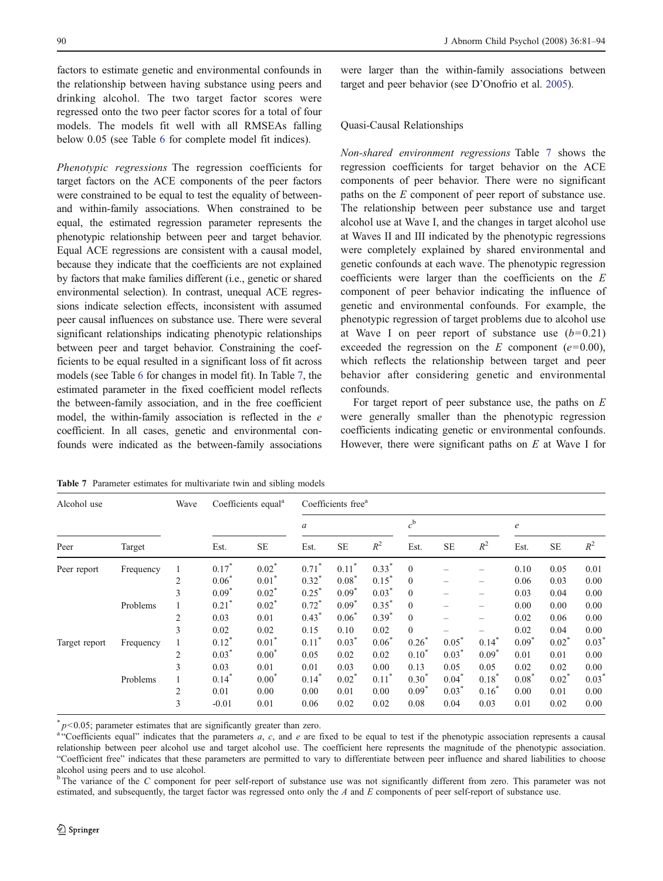factors to estimate genetic and environmental confounds in the relationship between having substance using peers and drinking alcohol. The two target factor scores were regressed onto the two peer factor scores for a total of four models. The models fit well with all RMSEAs falling below 0.05 (see Table 6 for complete model fit indices).

*Phenotypic regressions* The regression coefficients for target factors on the ACE components of the peer factors were constrained to be equal to test the equality of between- and within-family associations. When constrained to be equal, the estimated regression parameter represents the phenotypic relationship between peer and target behavior. Equal ACE regressions are consistent with a causal model, because they indicate that the coefficients are not explained by factors that make families different (i.e., genetic or shared environmental selection). In contrast, unequal ACE regressions indicate selection effects, inconsistent with assumed peer causal influences on substance use. There were several significant relationships indicating phenotypic relationships between peer and target behavior. Constraining the coefficients to be equal resulted in a significant loss of fit across models (see Table 6 for changes in model fit). In Table 7, the estimated parameter in the fixed coefficient model reflects the between-family association, and in the free coefficient model, the within-family association is reflected in the *e* coefficient. In all cases, genetic and environmental confounds were indicated as the between-family associations were larger than the within-family associations between target and peer behavior (see D'Onofrio et al. 2005).

### Quasi-Causal Relationships

*Non-shared environment regressions* Table 7 shows the regression coefficients for target behavior on the ACE components of peer behavior. There were no significant paths on the *E* component of peer report of substance use. The relationship between peer substance use and target alcohol use at Wave I, and the changes in target alcohol use at Waves II and III indicated by the phenotypic regressions were completely explained by shared environmental and genetic confounds at each wave. The phenotypic regression coefficients were larger than the coefficients on the *E* component of peer behavior indicating the influence of genetic and environmental confounds. For example, the phenotypic regression of target problems due to alcohol use at Wave I on peer report of substance use ($b$=0.21) exceeded the regression on the *E* component ($e$=0.00), which reflects the relationship between target and peer behavior after considering genetic and environmental confounds.

For target report of peer substance use, the paths on *E* were generally smaller than the phenotypic regression coefficients indicating genetic or environmental confounds. However, there were significant paths on *E* at Wave I for

**Table 7** Parameter estimates for multivariate twin and sibling models

| Alcohol use | | Wave | Coefficients equal[a] | | Coefficients free[a] | | | | | | | | |
|---|---|---|---|---|---|---|---|---|---|---|---|---|---|
| | | | | | *a* | | | $c^b$ | | | *e* | | |
| Peer | Target | | Est. | SE | Est. | SE | $R^2$ | Est. | SE | $R^2$ | Est. | SE | $R^2$ |
| Peer report | Frequency | 1 | 0.17* | 0.02* | 0.71* | 0.11* | 0.33* | 0 | – | – | 0.10 | 0.05 | 0.01 |
| | | 2 | 0.06* | 0.01* | 0.32* | 0.08* | 0.15* | 0 | – | – | 0.06 | 0.03 | 0.00 |
| | | 3 | 0.09* | 0.02* | 0.25* | 0.09* | 0.03* | 0 | – | – | 0.03 | 0.04 | 0.00 |
| | Problems | 1 | 0.21* | 0.02* | 0.72* | 0.09* | 0.35* | 0 | – | – | 0.00 | 0.00 | 0.00 |
| | | 2 | 0.03 | 0.01 | 0.43* | 0.06* | 0.39* | 0 | – | – | 0.02 | 0.06 | 0.00 |
| | | 3 | 0.02 | 0.02 | 0.15 | 0.10 | 0.02 | 0 | – | – | 0.02 | 0.04 | 0.00 |
| Target report | Frequency | 1 | 0.12* | 0.01* | 0.11* | 0.03* | 0.06* | 0.26* | 0.05* | 0.14* | 0.09* | 0.02* | 0.03* |
| | | 2 | 0.03* | 0.00* | 0.05 | 0.02 | 0.02 | 0.10* | 0.03* | 0.09* | 0.01 | 0.01 | 0.00 |
| | | 3 | 0.03 | 0.01 | 0.01 | 0.03 | 0.00 | 0.13 | 0.05 | 0.05 | 0.02 | 0.02 | 0.00 |
| | Problems | 1 | 0.14* | 0.00* | 0.14* | 0.02* | 0.11* | 0.30* | 0.04* | 0.18* | 0.08* | 0.02* | 0.03* |
| | | 2 | 0.01 | 0.00 | 0.00 | 0.01 | 0.00 | 0.09* | 0.03* | 0.16* | 0.00 | 0.01 | 0.00 |
| | | 3 | -0.01 | 0.01 | 0.06 | 0.02 | 0.02 | 0.08 | 0.04 | 0.03 | 0.01 | 0.02 | 0.00 |

* $p$<0.05; parameter estimates that are significantly greater than zero.

[a] "Coefficients equal" indicates that the parameters *a*, *c*, and *e* are fixed to be equal to test if the phenotypic association represents a causal relationship between peer alcohol use and target alcohol use. The coefficient here represents the magnitude of the phenotypic association. "Coefficient free" indicates that these parameters are permitted to vary to differentiate between peer influence and shared liabilities to choose alcohol using peers and to use alcohol.

[b] The variance of the *C* component for peer self-report of substance use was not significantly different from zero. This parameter was not estimated, and subsequently, the target factor was regressed onto only the *A* and *E* components of peer self-report of substance use.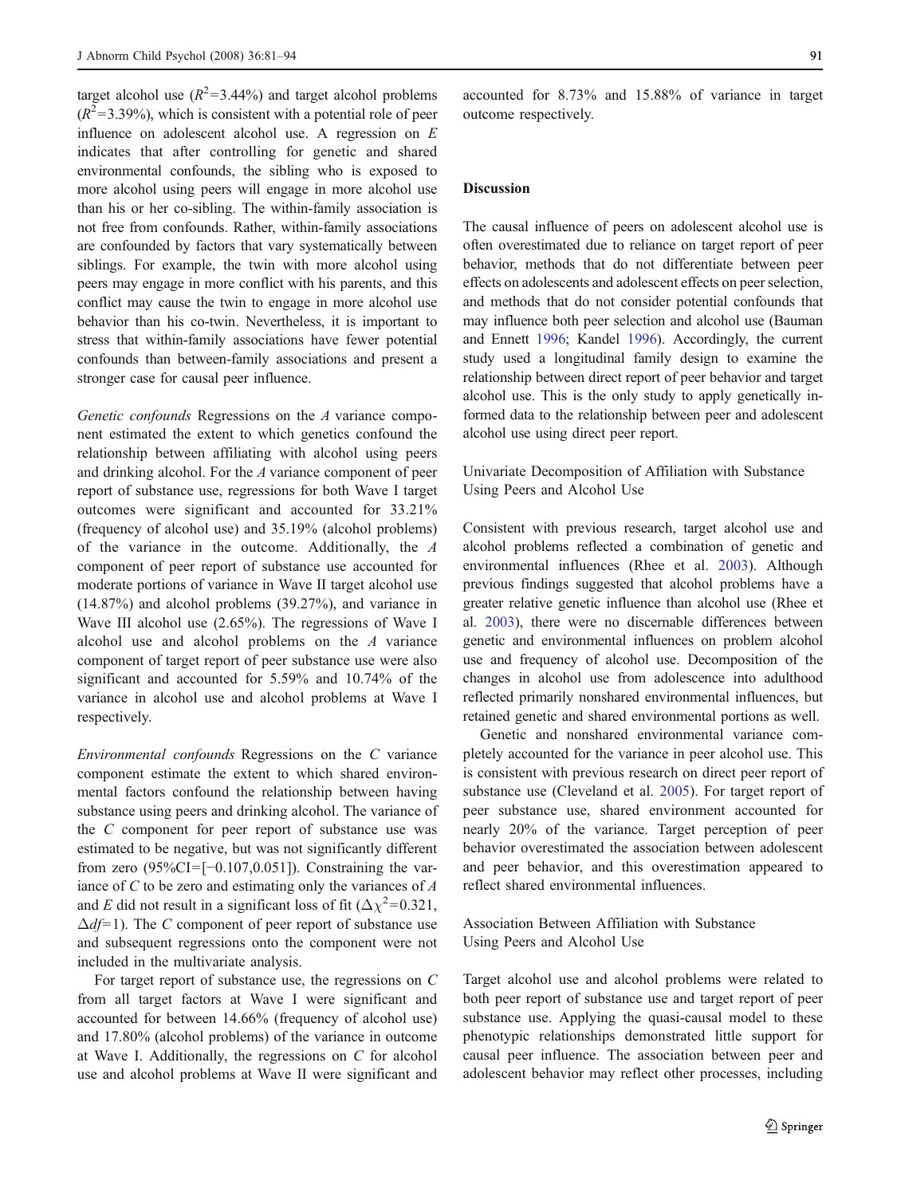target alcohol use ($R^2$=3.44%) and target alcohol problems ($R^2$=3.39%), which is consistent with a potential role of peer influence on adolescent alcohol use. A regression on *E* indicates that after controlling for genetic and shared environmental confounds, the sibling who is exposed to more alcohol using peers will engage in more alcohol use than his or her co-sibling. The within-family association is not free from confounds. Rather, within-family associations are confounded by factors that vary systematically between siblings. For example, the twin with more alcohol using peers may engage in more conflict with his parents, and this conflict may cause the twin to engage in more alcohol use behavior than his co-twin. Nevertheless, it is important to stress that within-family associations have fewer potential confounds than between-family associations and present a stronger case for causal peer influence.

*Genetic confounds* Regressions on the *A* variance component estimated the extent to which genetics confound the relationship between affiliating with alcohol using peers and drinking alcohol. For the *A* variance component of peer report of substance use, regressions for both Wave I target outcomes were significant and accounted for 33.21% (frequency of alcohol use) and 35.19% (alcohol problems) of the variance in the outcome. Additionally, the *A* component of peer report of substance use accounted for moderate portions of variance in Wave II target alcohol use (14.87%) and alcohol problems (39.27%), and variance in Wave III alcohol use (2.65%). The regressions of Wave I alcohol use and alcohol problems on the *A* variance component of target report of peer substance use were also significant and accounted for 5.59% and 10.74% of the variance in alcohol use and alcohol problems at Wave I respectively.

*Environmental confounds* Regressions on the *C* variance component estimate the extent to which shared environmental factors confound the relationship between having substance using peers and drinking alcohol. The variance of the *C* component for peer report of substance use was estimated to be negative, but was not significantly different from zero (95%CI=[−0.107,0.051]). Constraining the variance of *C* to be zero and estimating only the variances of *A* and *E* did not result in a significant loss of fit ($\Delta\chi^2$=0.321, $\Delta df$=1). The *C* component of peer report of substance use and subsequent regressions onto the component were not included in the multivariate analysis.

For target report of substance use, the regressions on *C* from all target factors at Wave I were significant and accounted for between 14.66% (frequency of alcohol use) and 17.80% (alcohol problems) of the variance in outcome at Wave I. Additionally, the regressions on *C* for alcohol use and alcohol problems at Wave II were significant and accounted for 8.73% and 15.88% of variance in target outcome respectively.

## Discussion

The causal influence of peers on adolescent alcohol use is often overestimated due to reliance on target report of peer behavior, methods that do not differentiate between peer effects on adolescents and adolescent effects on peer selection, and methods that do not consider potential confounds that may influence both peer selection and alcohol use (Bauman and Ennett 1996; Kandel 1996). Accordingly, the current study used a longitudinal family design to examine the relationship between direct report of peer behavior and target alcohol use. This is the only study to apply genetically informed data to the relationship between peer and adolescent alcohol use using direct peer report.

### Univariate Decomposition of Affiliation with Substance Using Peers and Alcohol Use

Consistent with previous research, target alcohol use and alcohol problems reflected a combination of genetic and environmental influences (Rhee et al. 2003). Although previous findings suggested that alcohol problems have a greater relative genetic influence than alcohol use (Rhee et al. 2003), there were no discernable differences between genetic and environmental influences on problem alcohol use and frequency of alcohol use. Decomposition of the changes in alcohol use from adolescence into adulthood reflected primarily nonshared environmental influences, but retained genetic and shared environmental portions as well.

Genetic and nonshared environmental variance completely accounted for the variance in peer alcohol use. This is consistent with previous research on direct peer report of substance use (Cleveland et al. 2005). For target report of peer substance use, shared environment accounted for nearly 20% of the variance. Target perception of peer behavior overestimated the association between adolescent and peer behavior, and this overestimation appeared to reflect shared environmental influences.

### Association Between Affiliation with Substance Using Peers and Alcohol Use

Target alcohol use and alcohol problems were related to both peer report of substance use and target report of peer substance use. Applying the quasi-causal model to these phenotypic relationships demonstrated little support for causal peer influence. The association between peer and adolescent behavior may reflect other processes, including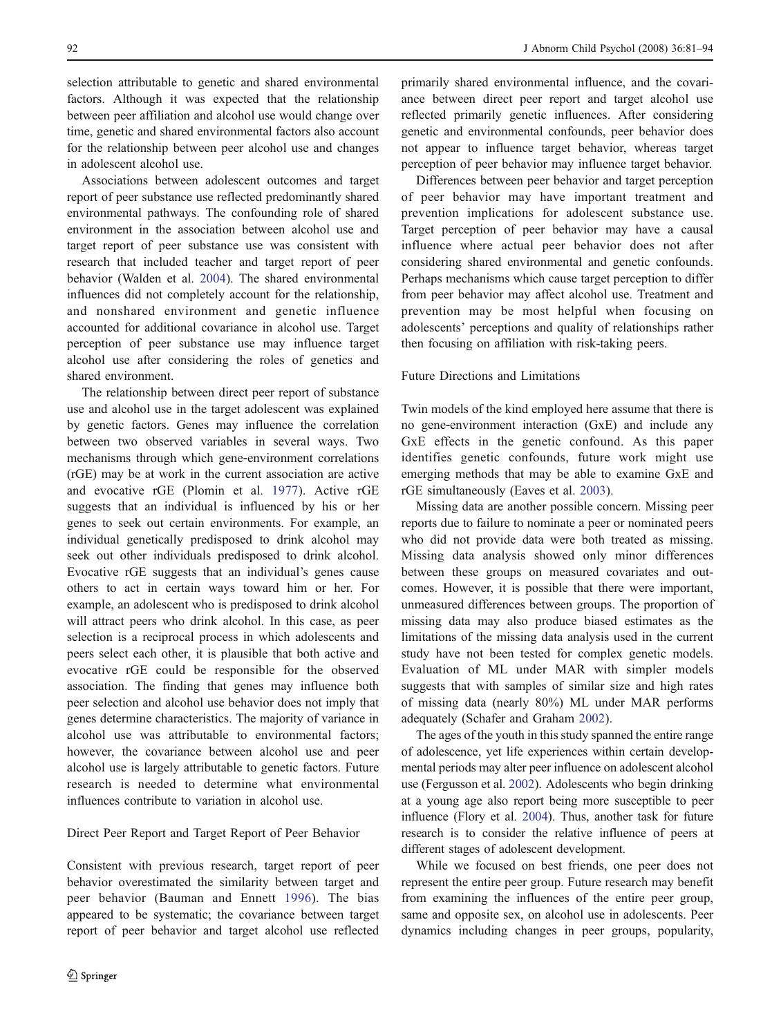selection attributable to genetic and shared environmental factors. Although it was expected that the relationship between peer affiliation and alcohol use would change over time, genetic and shared environmental factors also account for the relationship between peer alcohol use and changes in adolescent alcohol use.

Associations between adolescent outcomes and target report of peer substance use reflected predominantly shared environmental pathways. The confounding role of shared environment in the association between alcohol use and target report of peer substance use was consistent with research that included teacher and target report of peer behavior (Walden et al. 2004). The shared environmental influences did not completely account for the relationship, and nonshared environment and genetic influence accounted for additional covariance in alcohol use. Target perception of peer substance use may influence target alcohol use after considering the roles of genetics and shared environment.

The relationship between direct peer report of substance use and alcohol use in the target adolescent was explained by genetic factors. Genes may influence the correlation between two observed variables in several ways. Two mechanisms through which gene-environment correlations (rGE) may be at work in the current association are active and evocative rGE (Plomin et al. 1977). Active rGE suggests that an individual is influenced by his or her genes to seek out certain environments. For example, an individual genetically predisposed to drink alcohol may seek out other individuals predisposed to drink alcohol. Evocative rGE suggests that an individual's genes cause others to act in certain ways toward him or her. For example, an adolescent who is predisposed to drink alcohol will attract peers who drink alcohol. In this case, as peer selection is a reciprocal process in which adolescents and peers select each other, it is plausible that both active and evocative rGE could be responsible for the observed association. The finding that genes may influence both peer selection and alcohol use behavior does not imply that genes determine characteristics. The majority of variance in alcohol use was attributable to environmental factors; however, the covariance between alcohol use and peer alcohol use is largely attributable to genetic factors. Future research is needed to determine what environmental influences contribute to variation in alcohol use.

### Direct Peer Report and Target Report of Peer Behavior

Consistent with previous research, target report of peer behavior overestimated the similarity between target and peer behavior (Bauman and Ennett 1996). The bias appeared to be systematic; the covariance between target report of peer behavior and target alcohol use reflected primarily shared environmental influence, and the covariance between direct peer report and target alcohol use reflected primarily genetic influences. After considering genetic and environmental confounds, peer behavior does not appear to influence target behavior, whereas target perception of peer behavior may influence target behavior.

Differences between peer behavior and target perception of peer behavior may have important treatment and prevention implications for adolescent substance use. Target perception of peer behavior may have a causal influence where actual peer behavior does not after considering shared environmental and genetic confounds. Perhaps mechanisms which cause target perception to differ from peer behavior may affect alcohol use. Treatment and prevention may be most helpful when focusing on adolescents' perceptions and quality of relationships rather then focusing on affiliation with risk-taking peers.

### Future Directions and Limitations

Twin models of the kind employed here assume that there is no gene-environment interaction (GxE) and include any GxE effects in the genetic confound. As this paper identifies genetic confounds, future work might use emerging methods that may be able to examine GxE and rGE simultaneously (Eaves et al. 2003).

Missing data are another possible concern. Missing peer reports due to failure to nominate a peer or nominated peers who did not provide data were both treated as missing. Missing data analysis showed only minor differences between these groups on measured covariates and outcomes. However, it is possible that there were important, unmeasured differences between groups. The proportion of missing data may also produce biased estimates as the limitations of the missing data analysis used in the current study have not been tested for complex genetic models. Evaluation of ML under MAR with simpler models suggests that with samples of similar size and high rates of missing data (nearly 80%) ML under MAR performs adequately (Schafer and Graham 2002).

The ages of the youth in this study spanned the entire range of adolescence, yet life experiences within certain developmental periods may alter peer influence on adolescent alcohol use (Fergusson et al. 2002). Adolescents who begin drinking at a young age also report being more susceptible to peer influence (Flory et al. 2004). Thus, another task for future research is to consider the relative influence of peers at different stages of adolescent development.

While we focused on best friends, one peer does not represent the entire peer group. Future research may benefit from examining the influences of the entire peer group, same and opposite sex, on alcohol use in adolescents. Peer dynamics including changes in peer groups, popularity,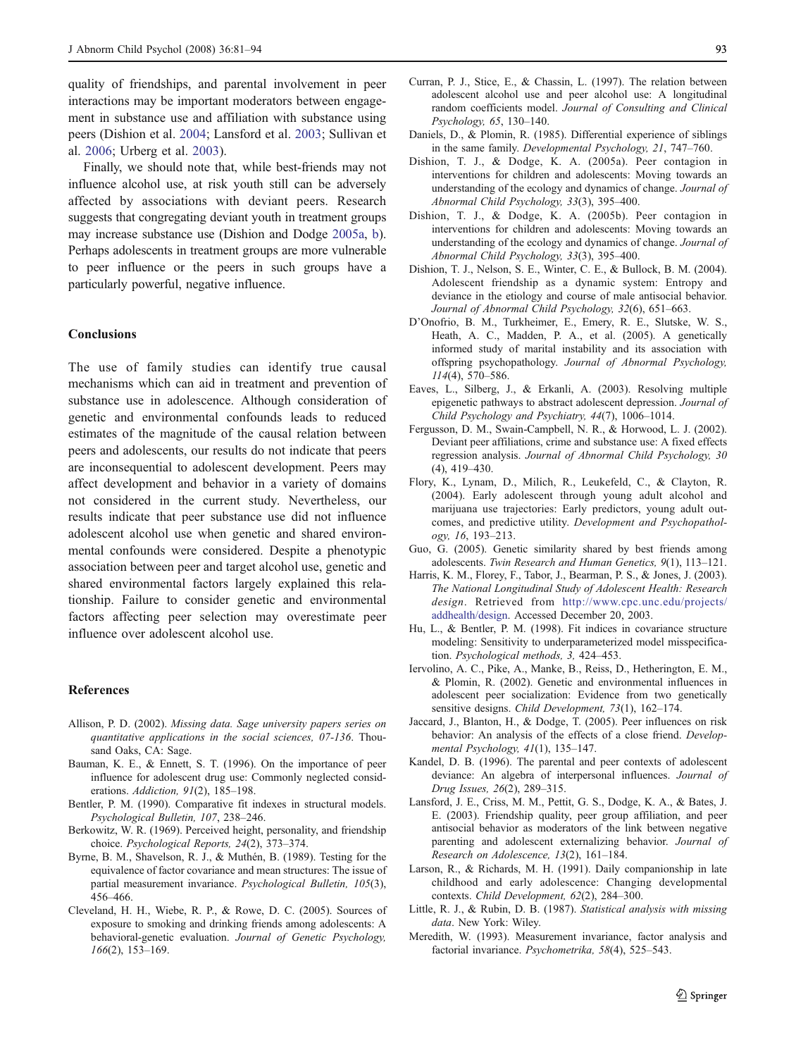quality of friendships, and parental involvement in peer interactions may be important moderators between engagement in substance use and affiliation with substance using peers (Dishion et al. 2004; Lansford et al. 2003; Sullivan et al. 2006; Urberg et al. 2003).

Finally, we should note that, while best-friends may not influence alcohol use, at risk youth still can be adversely affected by associations with deviant peers. Research suggests that congregating deviant youth in treatment groups may increase substance use (Dishion and Dodge 2005a, b). Perhaps adolescents in treatment groups are more vulnerable to peer influence or the peers in such groups have a particularly powerful, negative influence.

## Conclusions

The use of family studies can identify true causal mechanisms which can aid in treatment and prevention of substance use in adolescence. Although consideration of genetic and environmental confounds leads to reduced estimates of the magnitude of the causal relation between peers and adolescents, our results do not indicate that peers are inconsequential to adolescent development. Peers may affect development and behavior in a variety of domains not considered in the current study. Nevertheless, our results indicate that peer substance use did not influence adolescent alcohol use when genetic and shared environmental confounds were considered. Despite a phenotypic association between peer and target alcohol use, genetic and shared environmental factors largely explained this relationship. Failure to consider genetic and environmental factors affecting peer selection may overestimate peer influence over adolescent alcohol use.

## References

Allison, P. D. (2002). *Missing data. Sage university papers series on quantitative applications in the social sciences, 07-136*. Thousand Oaks, CA: Sage.

Bauman, K. E., & Ennett, S. T. (1996). On the importance of peer influence for adolescent drug use: Commonly neglected considerations. *Addiction, 91*(2), 185–198.

Bentler, P. M. (1990). Comparative fit indexes in structural models. *Psychological Bulletin, 107*, 238–246.

Berkowitz, W. R. (1969). Perceived height, personality, and friendship choice. *Psychological Reports, 24*(2), 373–374.

Byrne, B. M., Shavelson, R. J., & Muthén, B. (1989). Testing for the equivalence of factor covariance and mean structures: The issue of partial measurement invariance. *Psychological Bulletin, 105*(3), 456–466.

Cleveland, H. H., Wiebe, R. P., & Rowe, D. C. (2005). Sources of exposure to smoking and drinking friends among adolescents: A behavioral-genetic evaluation. *Journal of Genetic Psychology, 166*(2), 153–169.

Curran, P. J., Stice, E., & Chassin, L. (1997). The relation between adolescent alcohol use and peer alcohol use: A longitudinal random coefficients model. *Journal of Consulting and Clinical Psychology, 65*, 130–140.

Daniels, D., & Plomin, R. (1985). Differential experience of siblings in the same family. *Developmental Psychology, 21*, 747–760.

Dishion, T. J., & Dodge, K. A. (2005a). Peer contagion in interventions for children and adolescents: Moving towards an understanding of the ecology and dynamics of change. *Journal of Abnormal Child Psychology, 33*(3), 395–400.

Dishion, T. J., & Dodge, K. A. (2005b). Peer contagion in interventions for children and adolescents: Moving towards an understanding of the ecology and dynamics of change. *Journal of Abnormal Child Psychology, 33*(3), 395–400.

Dishion, T. J., Nelson, S. E., Winter, C. E., & Bullock, B. M. (2004). Adolescent friendship as a dynamic system: Entropy and deviance in the etiology and course of male antisocial behavior. *Journal of Abnormal Child Psychology, 32*(6), 651–663.

D'Onofrio, B. M., Turkheimer, E., Emery, R. E., Slutske, W. S., Heath, A. C., Madden, P. A., et al. (2005). A genetically informed study of marital instability and its association with offspring psychopathology. *Journal of Abnormal Psychology, 114*(4), 570–586.

Eaves, L., Silberg, J., & Erkanli, A. (2003). Resolving multiple epigenetic pathways to abstract adolescent depression. *Journal of Child Psychology and Psychiatry, 44*(7), 1006–1014.

Fergusson, D. M., Swain-Campbell, N. R., & Horwood, L. J. (2002). Deviant peer affiliations, crime and substance use: A fixed effects regression analysis. *Journal of Abnormal Child Psychology, 30*(4), 419–430.

Flory, K., Lynam, D., Milich, R., Leukefeld, C., & Clayton, R. (2004). Early adolescent through young adult alcohol and marijuana use trajectories: Early predictors, young adult outcomes, and predictive utility. *Development and Psychopathology, 16*, 193–213.

Guo, G. (2005). Genetic similarity shared by best friends among adolescents. *Twin Research and Human Genetics, 9*(1), 113–121.

Harris, K. M., Florey, F., Tabor, J., Bearman, P. S., & Jones, J. (2003). *The National Longitudinal Study of Adolescent Health: Research design*. Retrieved from http://www.cpc.unc.edu/projects/addhealth/design. Accessed December 20, 2003.

Hu, L., & Bentler, P. M. (1998). Fit indices in covariance structure modeling: Sensitivity to underparameterized model misspecification. *Psychological methods, 3*, 424–453.

Iervolino, A. C., Pike, A., Manke, B., Reiss, D., Hetherington, E. M., & Plomin, R. (2002). Genetic and environmental influences in adolescent peer socialization: Evidence from two genetically sensitive designs. *Child Development, 73*(1), 162–174.

Jaccard, J., Blanton, H., & Dodge, T. (2005). Peer influences on risk behavior: An analysis of the effects of a close friend. *Developmental Psychology, 41*(1), 135–147.

Kandel, D. B. (1996). The parental and peer contexts of adolescent deviance: An algebra of interpersonal influences. *Journal of Drug Issues, 26*(2), 289–315.

Lansford, J. E., Criss, M. M., Pettit, G. S., Dodge, K. A., & Bates, J. E. (2003). Friendship quality, peer group affiliation, and peer antisocial behavior as moderators of the link between negative parenting and adolescent externalizing behavior. *Journal of Research on Adolescence, 13*(2), 161–184.

Larson, R., & Richards, M. H. (1991). Daily companionship in late childhood and early adolescence: Changing developmental contexts. *Child Development, 62*(2), 284–300.

Little, R. J., & Rubin, D. B. (1987). *Statistical analysis with missing data*. New York: Wiley.

Meredith, W. (1993). Measurement invariance, factor analysis and factorial invariance. *Psychometrika, 58*(4), 525–543.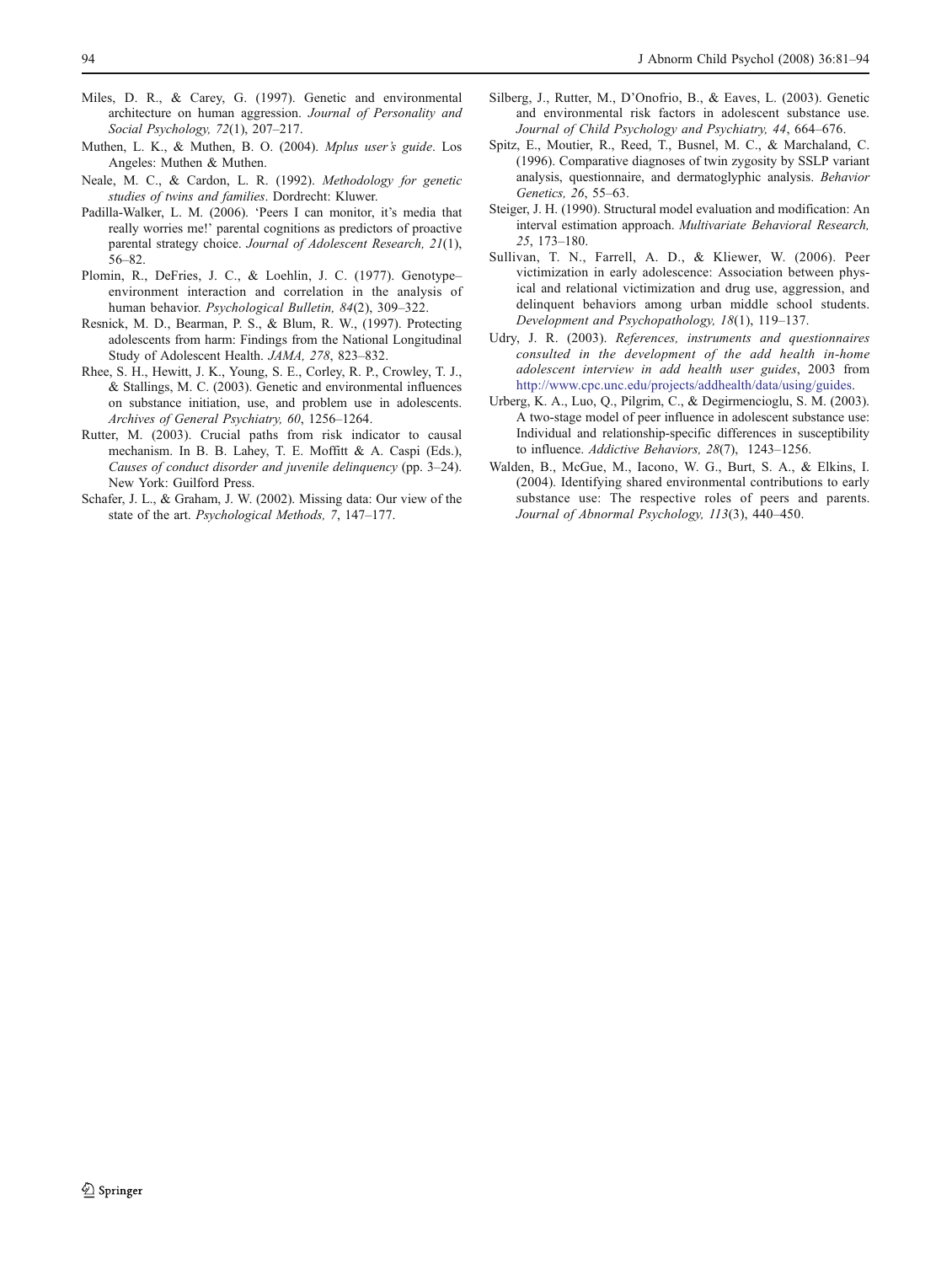Miles, D. R., & Carey, G. (1997). Genetic and environmental architecture on human aggression. *Journal of Personality and Social Psychology, 72*(1), 207–217.

Muthen, L. K., & Muthen, B. O. (2004). *Mplus user's guide*. Los Angeles: Muthen & Muthen.

Neale, M. C., & Cardon, L. R. (1992). *Methodology for genetic studies of twins and families*. Dordrecht: Kluwer.

Padilla-Walker, L. M. (2006). 'Peers I can monitor, it's media that really worries me!' parental cognitions as predictors of proactive parental strategy choice. *Journal of Adolescent Research, 21*(1), 56–82.

Plomin, R., DeFries, J. C., & Loehlin, J. C. (1977). Genotype–environment interaction and correlation in the analysis of human behavior. *Psychological Bulletin, 84*(2), 309–322.

Resnick, M. D., Bearman, P. S., & Blum, R. W., (1997). Protecting adolescents from harm: Findings from the National Longitudinal Study of Adolescent Health. *JAMA, 278*, 823–832.

Rhee, S. H., Hewitt, J. K., Young, S. E., Corley, R. P., Crowley, T. J., & Stallings, M. C. (2003). Genetic and environmental influences on substance initiation, use, and problem use in adolescents. *Archives of General Psychiatry, 60*, 1256–1264.

Rutter, M. (2003). Crucial paths from risk indicator to causal mechanism. In B. B. Lahey, T. E. Moffitt & A. Caspi (Eds.), *Causes of conduct disorder and juvenile delinquency* (pp. 3–24). New York: Guilford Press.

Schafer, J. L., & Graham, J. W. (2002). Missing data: Our view of the state of the art. *Psychological Methods, 7*, 147–177.

Silberg, J., Rutter, M., D'Onofrio, B., & Eaves, L. (2003). Genetic and environmental risk factors in adolescent substance use. *Journal of Child Psychology and Psychiatry, 44*, 664–676.

Spitz, E., Moutier, R., Reed, T., Busnel, M. C., & Marchaland, C. (1996). Comparative diagnoses of twin zygosity by SSLP variant analysis, questionnaire, and dermatoglyphic analysis. *Behavior Genetics, 26*, 55–63.

Steiger, J. H. (1990). Structural model evaluation and modification: An interval estimation approach. *Multivariate Behavioral Research, 25*, 173–180.

Sullivan, T. N., Farrell, A. D., & Kliewer, W. (2006). Peer victimization in early adolescence: Association between physical and relational victimization and drug use, aggression, and delinquent behaviors among urban middle school students. *Development and Psychopathology, 18*(1), 119–137.

Udry, J. R. (2003). *References, instruments and questionnaires consulted in the development of the add health in-home adolescent interview in add health user guides*, 2003 from http://www.cpc.unc.edu/projects/addhealth/data/using/guides.

Urberg, K. A., Luo, Q., Pilgrim, C., & Degirmencioglu, S. M. (2003). A two-stage model of peer influence in adolescent substance use: Individual and relationship-specific differences in susceptibility to influence. *Addictive Behaviors, 28*(7), 1243–1256.

Walden, B., McGue, M., Iacono, W. G., Burt, S. A., & Elkins, I. (2004). Identifying shared environmental contributions to early substance use: The respective roles of peers and parents. *Journal of Abnormal Psychology, 113*(3), 440–450.